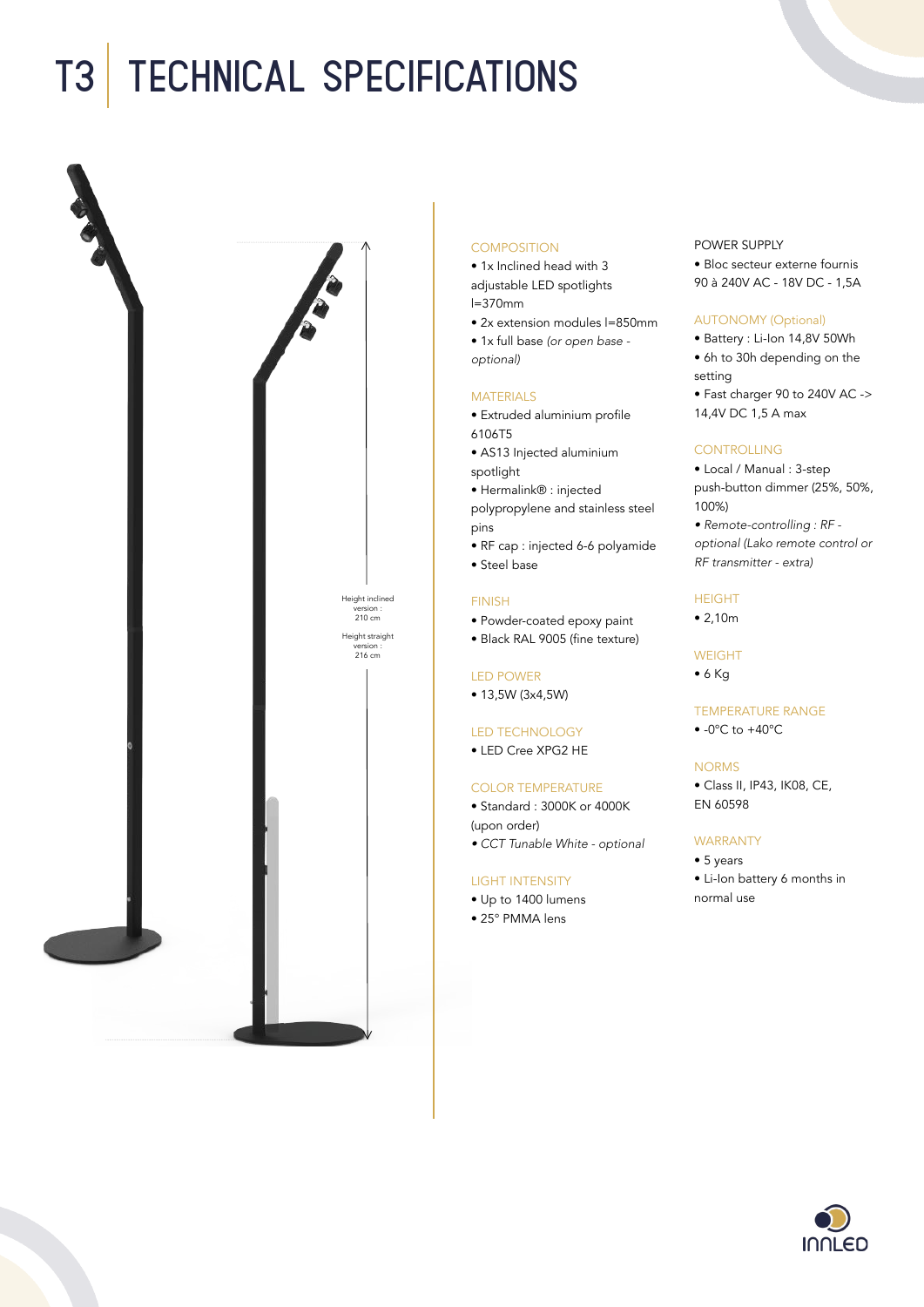# T3 | TECHNICAL SPECIFICATIONS

Height inclined version : 210 cm

Height straight version : 216 cm

### COMPOSITION

- 1x Inclined head with 3 adjustable LED spotlights l=370mm
- 2x extension modules l=850mm
- 1x full base *(or open base - optional)*

### MATERIALS

- Extruded aluminium profile 6106T5
- AS13 Injected aluminium spotlight
- Hermalink® : injected polypropylene and stainless steel pins
- RF cap : injected 6-6 polyamide
- Steel base

### FINISH

- Powder-coated epoxy paint
- Black RAL 9005 (fine texture)

### LED POWER

- 13,5W (3x4,5W)

### LED TECHNOLOGY

- LED Cree XPG2 HE

### COLOR TEMPERATURE

- Standard : 3000K or 4000K (upon order)
- *CCT Tunable White - optional*

### LIGHT INTENSITY

- Up to 1400 lumens
- 25° PMMA lens

### POWER SUPPLY

- Bloc secteur externe fourni 90 à 240V AC - 18V DC - 1,5A

### AUTONOMY (Optional)

- Battery : Li-Ion 14,8V 50Wh
- 6h to 30h depending on the setting
- Fast charger 90 to 240V AC -> 14,4V DC 1,5 A max

### CONTROLLING

- Local / Manual : 3-step push-button dimmer (25%, 50%, 100%)
- *Remote-controlling : RF - optional (Lako remote control or RF transmitter - extra)*

### HEIGHT

- 2,10m

### WEIGHT

- 6 Kg

### TEMPERATURE RANGE

- -0°C to +40°C

### NORMS

- Class II, IP43, IK08, CE, EN 60598

### WARRANTY

- 5 years
- Li-Ion battery 6 months in normal use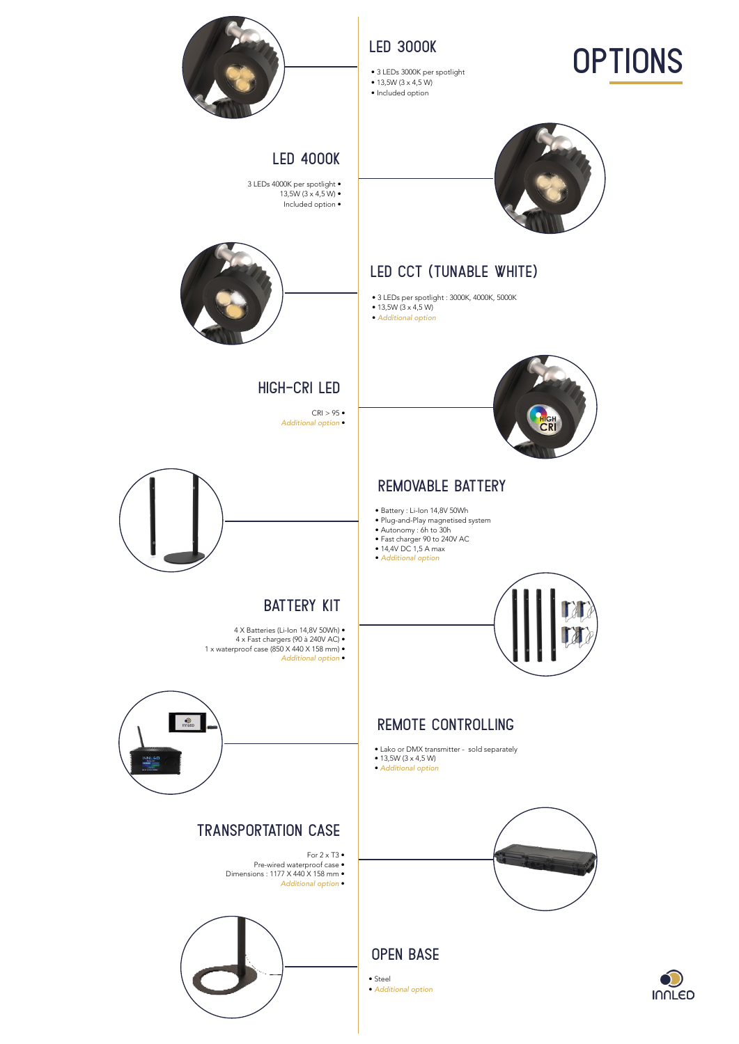# OPTIONS

## LED 3000K

- 3 LEDs 3000K per spotlight
- 13,5W (3 x 4,5 W)
- Included option

## LED 4000K

- 3 LEDs 4000K per spotlight
- 13,5W (3 x 4,5 W)
- Included option

## LED CCT (TUNABLE WHITE)

- 3 LEDs per spotlight : 3000K, 4000K, 5000K
- 13,5W (3 x 4,5 W)
- *Additional option*

## HIGH-CRI LED

- CRI > 95
- *Additional option*

## REMOVABLE BATTERY

- Battery : Li-Ion 14,8V 50Wh
- Plug-and-Play magnetised system
- Autonomy : 6h to 30h
- Fast charger 90 to 240V AC
- 14,4V DC 1,5 A max
- *Additional option*

## BATTERY KIT

- 4 X Batteries (Li-Ion 14,8V 50Wh)
- 4 x Fast chargers (90 à 240V AC)
- 1 x waterproof case (850 X 440 X 158 mm)
- *Additional option*

## REMOTE CONTROLLING

- Lako or DMX transmitter - sold separately
- 13,5W (3 x 4,5 W)
- *Additional option*

## TRANSPORTATION CASE

- For 2 x T3
- Pre-wired waterproof case
- Dimensions : 1177 X 440 X 158 mm
- *Additional option*

## OPEN BASE

- Steel
- *Additional option*

INNLED